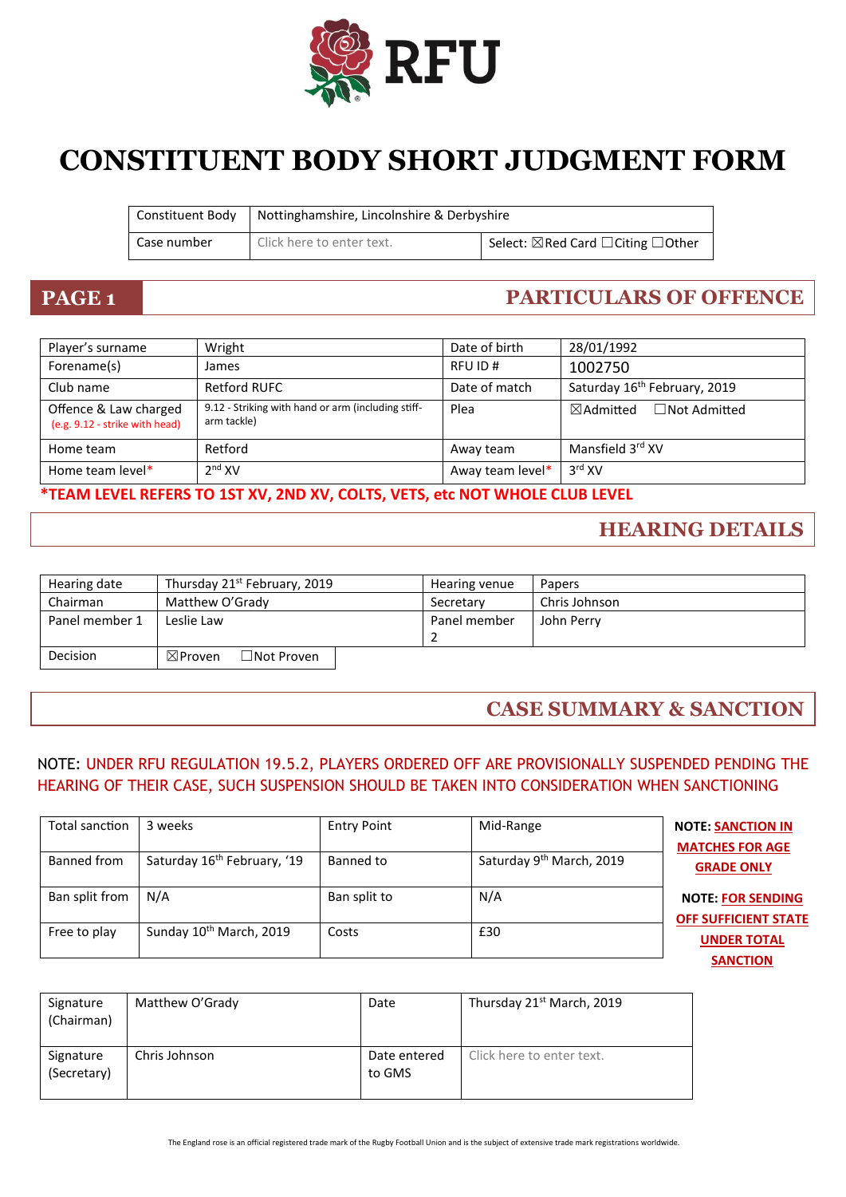RFU

# CONSTITUENT BODY SHORT JUDGMENT FORM

| Constituent Body | Nottinghamshire, Lincolnshire & Derbyshire | |
|---|---|---|
| Case number | Click here to enter text. | Select: ☒Red Card ☐Citing ☐Other |

## PAGE 1 — PARTICULARS OF OFFENCE

| Player's surname | Wright | Date of birth | 28/01/1992 |
|---|---|---|---|
| Forename(s) | James | RFU ID # | 1002750 |
| Club name | Retford RUFC | Date of match | Saturday 16th February, 2019 |
| Offence & Law charged (e.g. 9.12 - strike with head) | 9.12 - Striking with hand or arm (including stiff-arm tackle) | Plea | ☒Admitted ☐Not Admitted |
| Home team | Retford | Away team | Mansfield 3rd XV |
| Home team level* | 2nd XV | Away team level* | 3rd XV |

***TEAM LEVEL REFERS TO 1ST XV, 2ND XV, COLTS, VETS, etc NOT WHOLE CLUB LEVEL**

## HEARING DETAILS

| Hearing date | Thursday 21st February, 2019 | Hearing venue | Papers |
|---|---|---|---|
| Chairman | Matthew O'Grady | Secretary | Chris Johnson |
| Panel member 1 | Leslie Law | Panel member 2 | John Perry |
| Decision | ☒Proven ☐Not Proven | | |

## CASE SUMMARY & SANCTION

NOTE: UNDER RFU REGULATION 19.5.2, PLAYERS ORDERED OFF ARE PROVISIONALLY SUSPENDED PENDING THE HEARING OF THEIR CASE, SUCH SUSPENSION SHOULD BE TAKEN INTO CONSIDERATION WHEN SANCTIONING

| Total sanction | 3 weeks | Entry Point | Mid-Range |
|---|---|---|---|
| Banned from | Saturday 16th February, '19 | Banned to | Saturday 9th March, 2019 |
| Ban split from | N/A | Ban split to | N/A |
| Free to play | Sunday 10th March, 2019 | Costs | £30 |

**NOTE: SANCTION IN MATCHES FOR AGE GRADE ONLY**

**NOTE: FOR SENDING OFF SUFFICIENT STATE UNDER TOTAL SANCTION**

| Signature (Chairman) | Matthew O'Grady | Date | Thursday 21st March, 2019 |
|---|---|---|---|
| Signature (Secretary) | Chris Johnson | Date entered to GMS | Click here to enter text. |

The England rose is an official registered trade mark of the Rugby Football Union and is the subject of extensive trade mark registrations worldwide.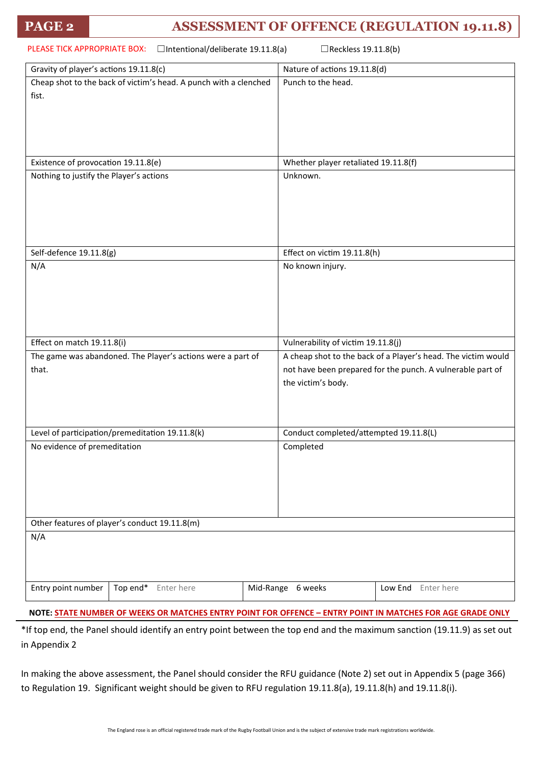## PAGE 2 ASSESSMENT OF OFFENCE (REGULATION 19.11.8)

PLEASE TICK APPROPRIATE BOX: ☐Intentional/deliberate 19.11.8(a) ☐Reckless 19.11.8(b)

| Gravity of player's actions 19.11.8(c) | Nature of actions 19.11.8(d) |
|---|---|
| Cheap shot to the back of victim's head. A punch with a clenched fist. | Punch to the head. |
| **Existence of provocation 19.11.8(e)** | **Whether player retaliated 19.11.8(f)** |
| Nothing to justify the Player's actions | Unknown. |
| **Self-defence 19.11.8(g)** | **Effect on victim 19.11.8(h)** |
| N/A | No known injury. |
| **Effect on match 19.11.8(i)** | **Vulnerability of victim 19.11.8(j)** |
| The game was abandoned. The Player's actions were a part of that. | A cheap shot to the back of a Player's head. The victim would not have been prepared for the punch. A vulnerable part of the victim's body. |
| **Level of participation/premeditation 19.11.8(k)** | **Conduct completed/attempted 19.11.8(L)** |
| No evidence of premeditation | Completed |
| **Other features of player's conduct 19.11.8(m)** | |
| N/A | |

| Entry point number | Top end* Enter here | Mid-Range 6 weeks | Low End Enter here |
|---|---|---|---|

**NOTE: STATE NUMBER OF WEEKS OR MATCHES ENTRY POINT FOR OFFENCE – ENTRY POINT IN MATCHES FOR AGE GRADE ONLY**

*If top end, the Panel should identify an entry point between the top end and the maximum sanction (19.11.9) as set out in Appendix 2

In making the above assessment, the Panel should consider the RFU guidance (Note 2) set out in Appendix 5 (page 366) to Regulation 19. Significant weight should be given to RFU regulation 19.11.8(a), 19.11.8(h) and 19.11.8(i).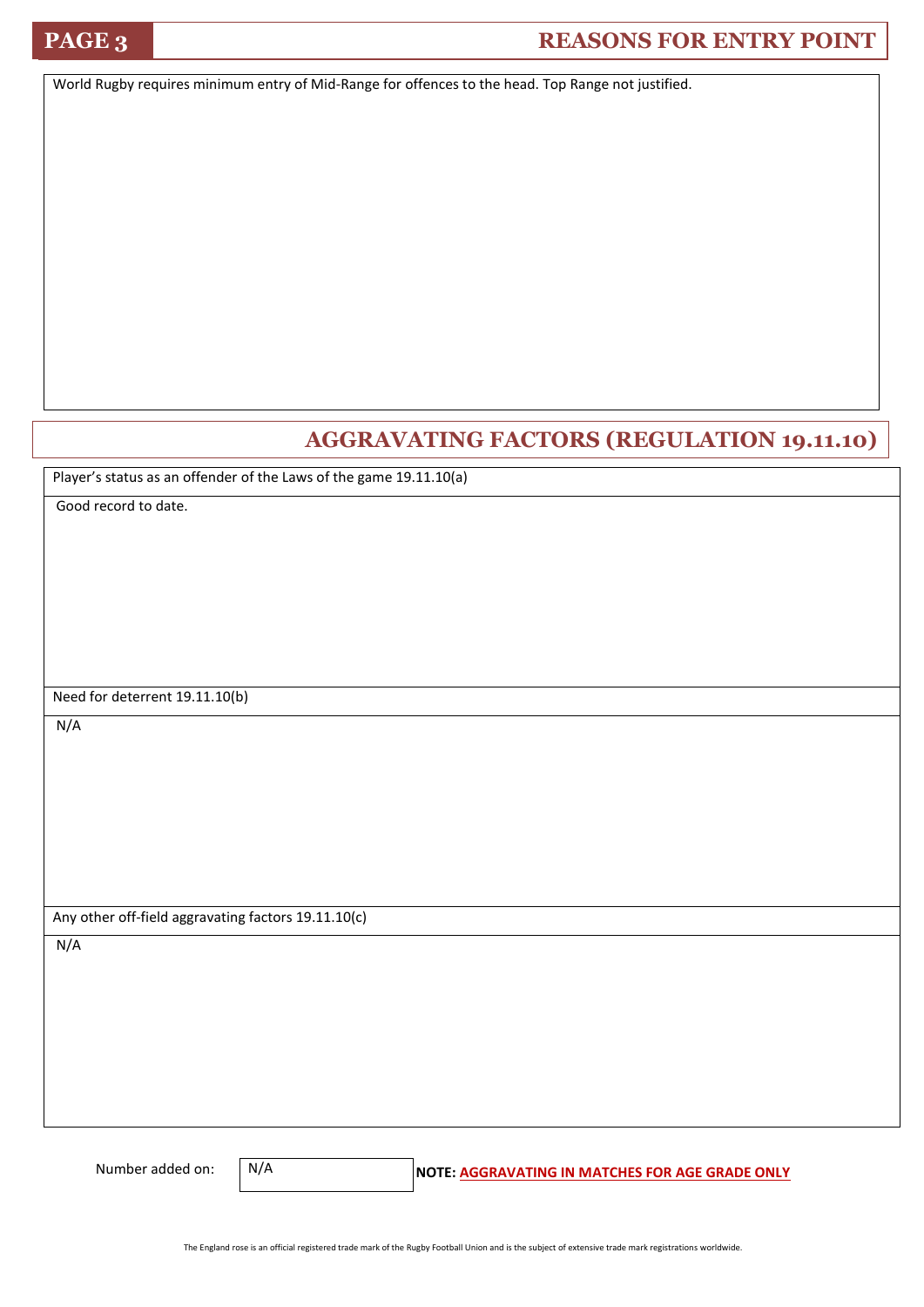## REASONS FOR ENTRY POINT

World Rugby requires minimum entry of Mid-Range for offences to the head. Top Range not justified.

## AGGRAVATING FACTORS (REGULATION 19.11.10)

**Player's status as an offender of the Laws of the game 19.11.10(a)**

Good record to date.

**Need for deterrent 19.11.10(b)**

N/A

**Any other off-field aggravating factors 19.11.10(c)**

N/A

Number added on: N/A

**NOTE: AGGRAVATING IN MATCHES FOR AGE GRADE ONLY**

The England rose is an official registered trade mark of the Rugby Football Union and is the subject of extensive trade mark registrations worldwide.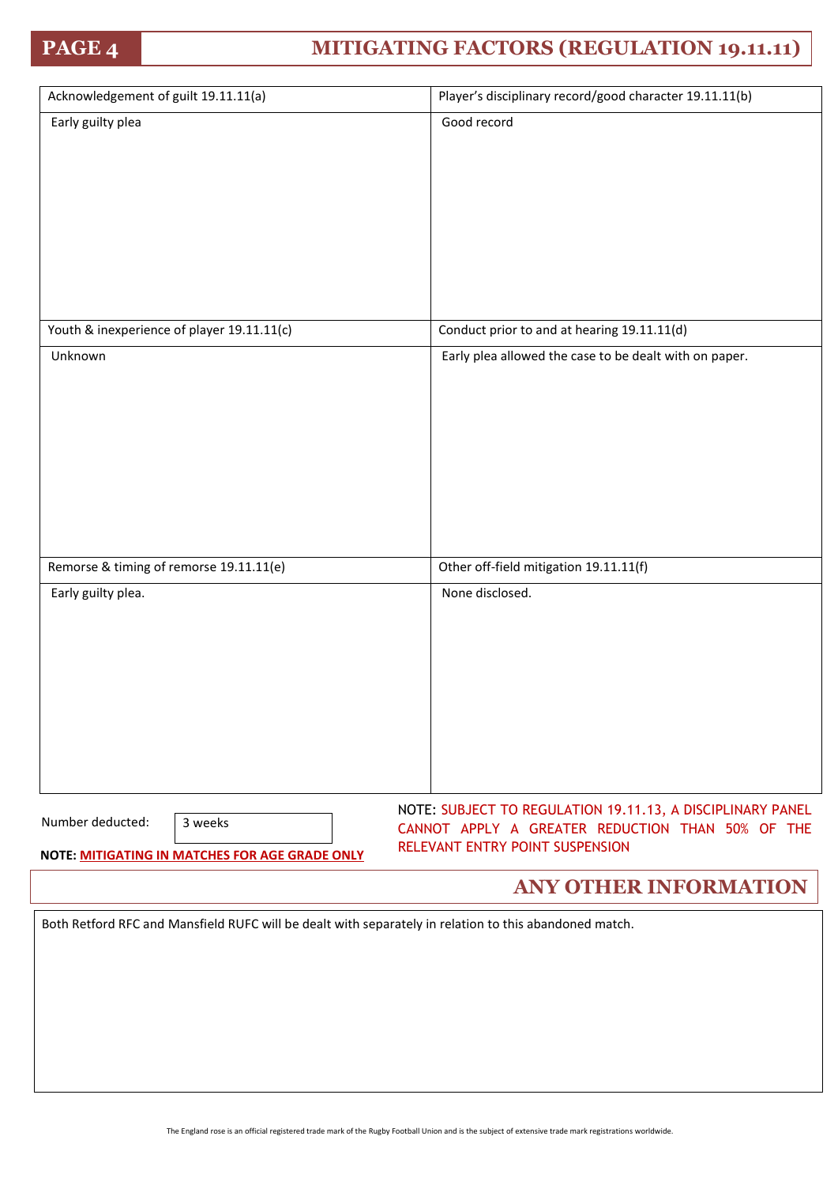## PAGE 4 — MITIGATING FACTORS (REGULATION 19.11.11)

| Acknowledgement of guilt 19.11.11(a) | Player's disciplinary record/good character 19.11.11(b) |
|---|---|
| Early guilty plea | Good record |
| **Youth & inexperience of player 19.11.11(c)** | **Conduct prior to and at hearing 19.11.11(d)** |
| Unknown | Early plea allowed the case to be dealt with on paper. |
| **Remorse & timing of remorse 19.11.11(e)** | **Other off-field mitigation 19.11.11(f)** |
| Early guilty plea. | None disclosed. |

Number deducted: 3 weeks

**NOTE: MITIGATING IN MATCHES FOR AGE GRADE ONLY**

NOTE: SUBJECT TO REGULATION 19.11.13, A DISCIPLINARY PANEL CANNOT APPLY A GREATER REDUCTION THAN 50% OF THE RELEVANT ENTRY POINT SUSPENSION

## ANY OTHER INFORMATION

Both Retford RFC and Mansfield RUFC will be dealt with separately in relation to this abandoned match.

The England rose is an official registered trade mark of the Rugby Football Union and is the subject of extensive trade mark registrations worldwide.